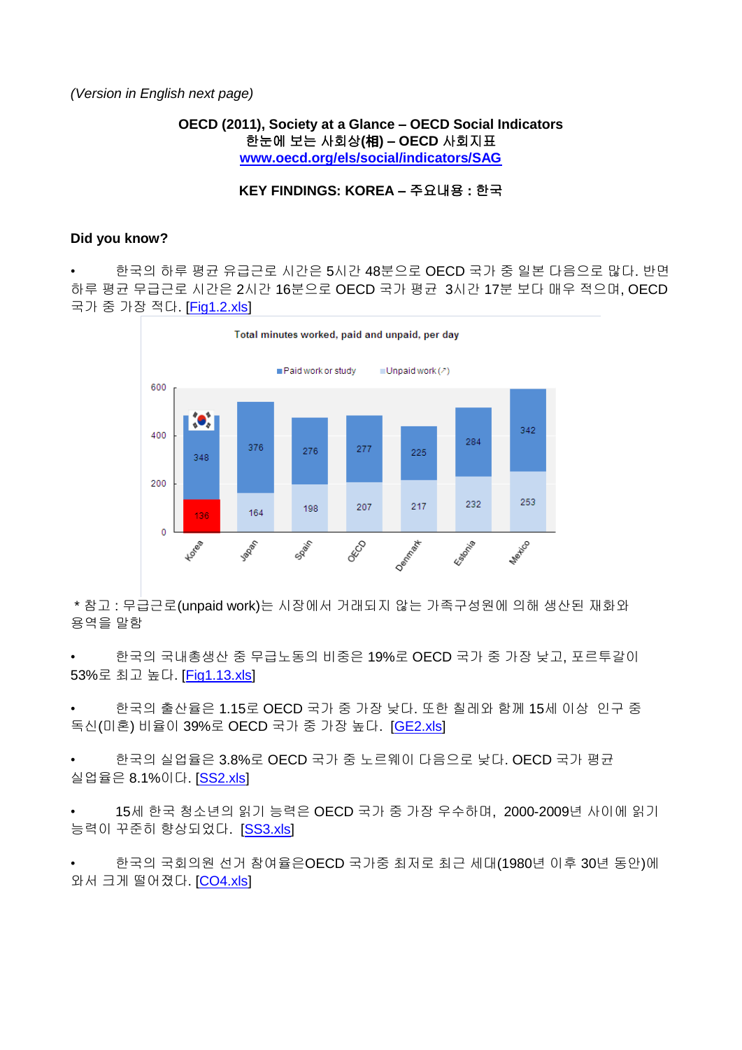*(Version in English next page)*

**OECD (2011), Society at a Glance – OECD Social Indicators**
**한눈에 보는 사회상(相) – OECD 사회지표**
**www.oecd.org/els/social/indicators/SAG**

**KEY FINDINGS: KOREA – 주요내용 : 한국**

**Did you know?**

- 한국의 하루 평균 유급근로 시간은 5시간 48분으로 OECD 국가 중 일본 다음으로 많다. 반면 하루 평균 무급근로 시간은 2시간 16분으로 OECD 국가 평균 3시간 17분 보다 매우 적으며, OECD 국가 중 가장 적다. [Fig1.2.xls]

**Total minutes worked, paid and unpaid, per day**

| | Korea | Japan | Spain | OECD | Denmark | Estonia | Mexico |
|---|---|---|---|---|---|---|---|
| Paid work or study | 348 | 376 | 276 | 277 | 225 | 284 | 342 |
| Unpaid work (↗) | 136 | 164 | 198 | 207 | 217 | 232 | 253 |

* 참고 : 무급근로(unpaid work)는 시장에서 거래되지 않는 가족구성원에 의해 생산된 재화와 용역을 말함

- 한국의 국내총생산 중 무급노동의 비중은 19%로 OECD 국가 중 가장 낮고, 포르투갈이 53%로 최고 높다. [Fig1.13.xls]

- 한국의 출산율은 1.15로 OECD 국가 중 가장 낮다. 또한 칠레와 함께 15세 이상 인구 중 독신(미혼) 비율이 39%로 OECD 국가 중 가장 높다. [GE2.xls]

- 한국의 실업율은 3.8%로 OECD 국가 중 노르웨이 다음으로 낮다. OECD 국가 평균 실업율은 8.1%이다. [SS2.xls]

- 15세 한국 청소년의 읽기 능력은 OECD 국가 중 가장 우수하며, 2000-2009년 사이에 읽기 능력이 꾸준히 향상되었다. [SS3.xls]

- 한국의 국회의원 선거 참여율은OECD 국가중 최저로 최근 세대(1980년 이후 30년 동안)에 와서 크게 떨어졌다. [CO4.xls]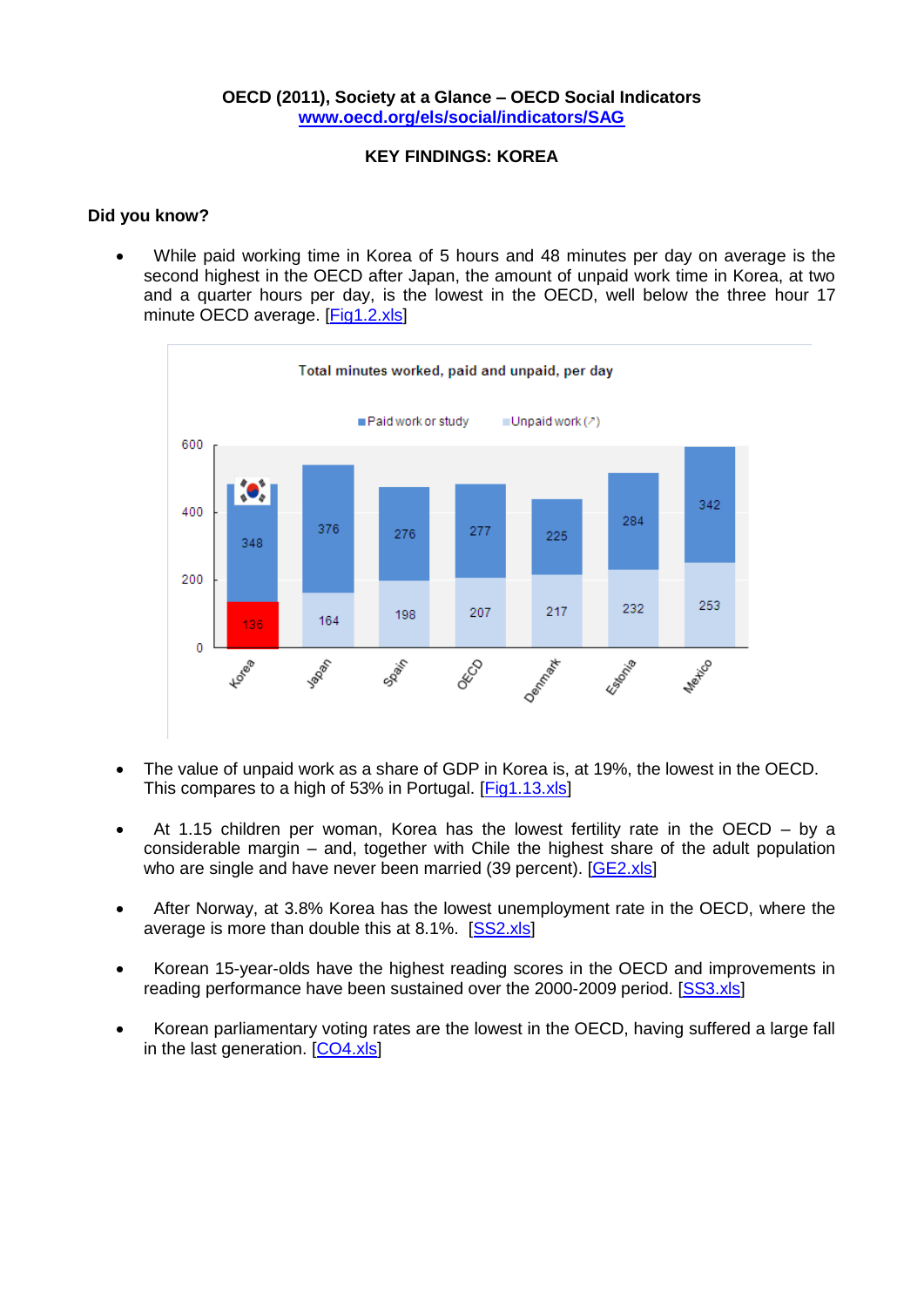**OECD (2011), Society at a Glance – OECD Social Indicators**
[www.oecd.org/els/social/indicators/SAG](www.oecd.org/els/social/indicators/SAG)

**KEY FINDINGS: KOREA**

**Did you know?**

- While paid working time in Korea of 5 hours and 48 minutes per day on average is the second highest in the OECD after Japan, the amount of unpaid work time in Korea, at two and a quarter hours per day, is the lowest in the OECD, well below the three hour 17 minute OECD average. [Fig1.2.xls]

Total minutes worked, paid and unpaid, per day

Paid work or study
Unpaid work (↗)

600
400
200
0

Korea: 348, 136
Japan: 376, 164
Spain: 276, 198
OECD: 277, 207
Denmark: 225, 217
Estonia: 284, 232
Mexico: 342, 253

- The value of unpaid work as a share of GDP in Korea is, at 19%, the lowest in the OECD. This compares to a high of 53% in Portugal. [Fig1.13.xls]

- At 1.15 children per woman, Korea has the lowest fertility rate in the OECD – by a considerable margin – and, together with Chile the highest share of the adult population who are single and have never been married (39 percent). [GE2.xls]

- After Norway, at 3.8% Korea has the lowest unemployment rate in the OECD, where the average is more than double this at 8.1%. [SS2.xls]

- Korean 15-year-olds have the highest reading scores in the OECD and improvements in reading performance have been sustained over the 2000-2009 period. [SS3.xls]

- Korean parliamentary voting rates are the lowest in the OECD, having suffered a large fall in the last generation. [CO4.xls]